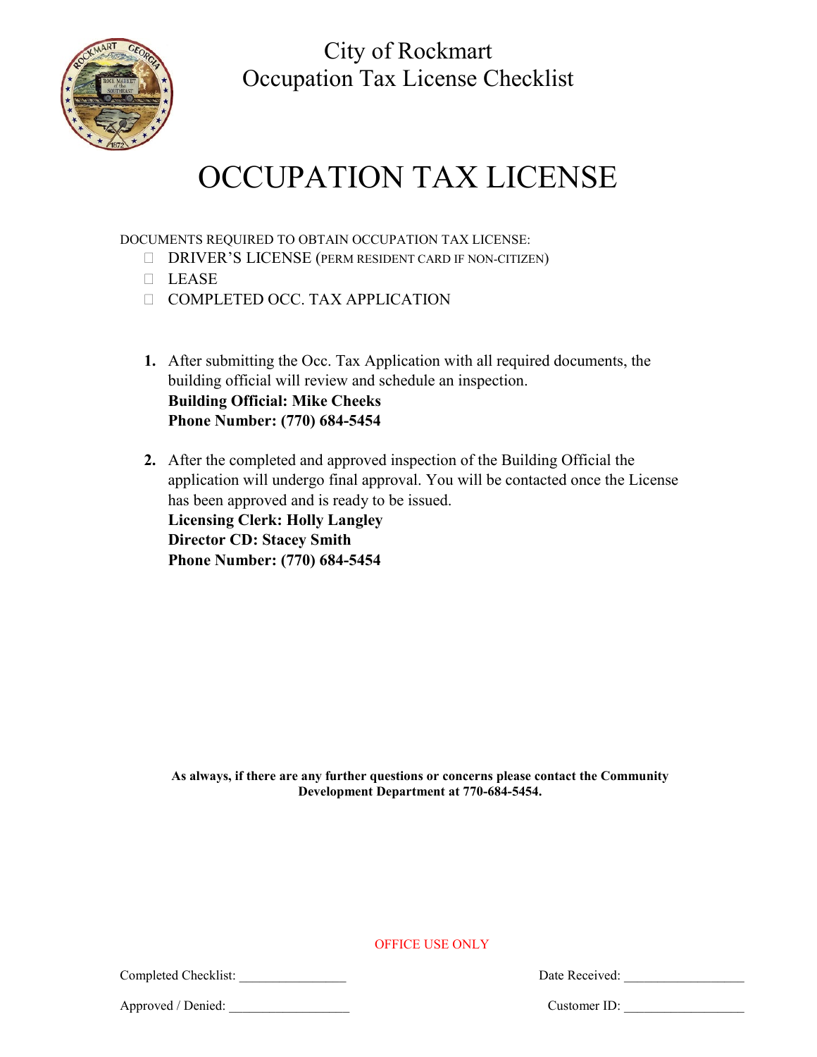City of Rockmart
Occupation Tax License Checklist

# OCCUPATION TAX LICENSE

DOCUMENTS REQUIRED TO OBTAIN OCCUPATION TAX LICENSE:

- ☐ DRIVER'S LICENSE (PERM RESIDENT CARD IF NON-CITIZEN)
- ☐ LEASE
- ☐ COMPLETED OCC. TAX APPLICATION

1. After submitting the Occ. Tax Application with all required documents, the building official will review and schedule an inspection.
   **Building Official: Mike Cheeks**
   **Phone Number: (770) 684-5454**

2. After the completed and approved inspection of the Building Official the application will undergo final approval. You will be contacted once the License has been approved and is ready to be issued.
   **Licensing Clerk: Holly Langley**
   **Director CD: Stacey Smith**
   **Phone Number: (770) 684-5454**

**As always, if there are any further questions or concerns please contact the Community Development Department at 770-684-5454.**

OFFICE USE ONLY

Completed Checklist: ________________ Date Received: __________________

Approved / Denied: __________________ Customer ID: __________________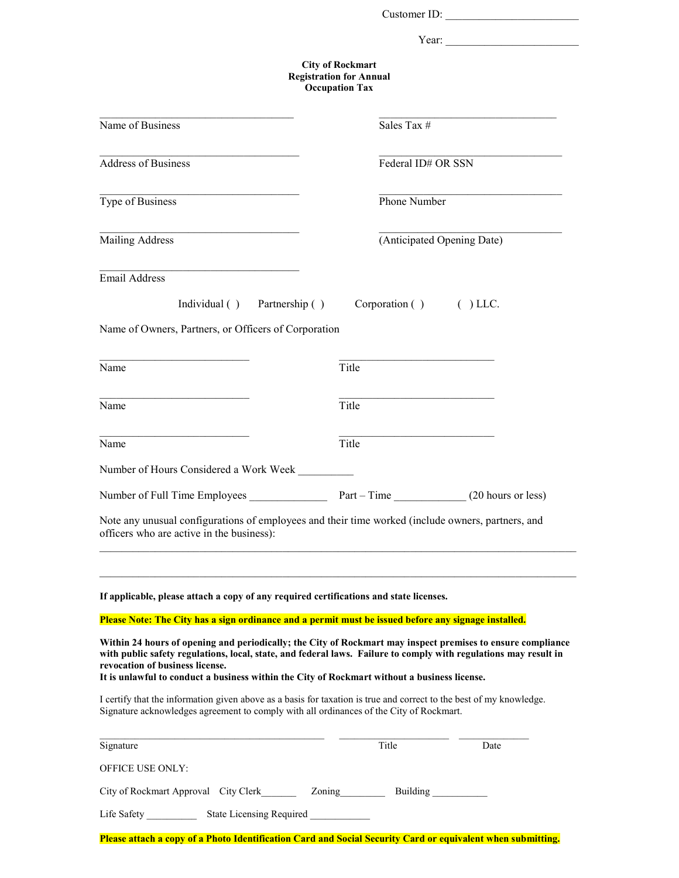Customer ID: ________________________

Year: ________________________

**City of Rockmart**
**Registration for Annual**
**Occupation Tax**

__________________________________
Name of Business

__________________________________
Sales Tax #

__________________________________
Address of Business

__________________________________
Federal ID# OR SSN

__________________________________
Type of Business

__________________________________
Phone Number

__________________________________
Mailing Address

__________________________________
(Anticipated Opening Date)

__________________________________
Email Address

Individual ( ) Partnership ( ) Corporation ( ) ( ) LLC.

Name of Owners, Partners, or Officers of Corporation

| Name | Title |
|---|---|
| __________________________ | __________________________ |
| __________________________ | __________________________ |
| __________________________ | __________________________ |

Number of Hours Considered a Work Week __________

Number of Full Time Employees ______________ Part – Time _____________ (20 hours or less)

Note any unusual configurations of employees and their time worked (include owners, partners, and officers who are active in the business):

______________________________________________________________________________________

______________________________________________________________________________________

**If applicable, please attach a copy of any required certifications and state licenses.**

**Please Note: The City has a sign ordinance and a permit must be issued before any signage installed.**

**Within 24 hours of opening and periodically; the City of Rockmart may inspect premises to ensure compliance with public safety regulations, local, state, and federal laws. Failure to comply with regulations may result in revocation of business license.**
**It is unlawful to conduct a business within the City of Rockmart without a business license.**

I certify that the information given above as a basis for taxation is true and correct to the best of my knowledge. Signature acknowledges agreement to comply with all ordinances of the City of Rockmart.

____________________________________________ ______________________ ______________
Signature Title Date

OFFICE USE ONLY:

City of Rockmart Approval City Clerk_______ Zoning_________ Building ___________

Life Safety __________ State Licensing Required ____________

**Please attach a copy of a Photo Identification Card and Social Security Card or equivalent when submitting.**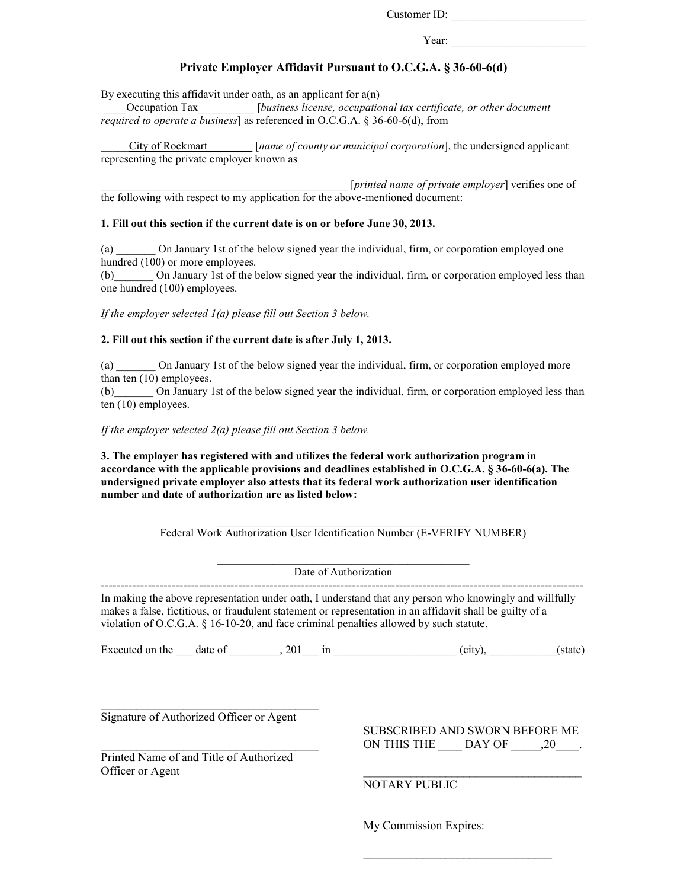Customer ID: ________________________

Year: ________________________

## Private Employer Affidavit Pursuant to O.C.G.A. § 36-60-6(d)

By executing this affidavit under oath, as an applicant for a(n) ____Occupation Tax__________ [*business license, occupational tax certificate, or other document required to operate a business*] as referenced in O.C.G.A. § 36-60-6(d), from

_____City of Rockmart________ [*name of county or municipal corporation*], the undersigned applicant representing the private employer known as

_____________________________________________ [*printed name of private employer*] verifies one of the following with respect to my application for the above-mentioned document:

**1. Fill out this section if the current date is on or before June 30, 2013.**

(a) _______ On January 1st of the below signed year the individual, firm, or corporation employed one hundred (100) or more employees.
(b)_______ On January 1st of the below signed year the individual, firm, or corporation employed less than one hundred (100) employees.

*If the employer selected 1(a) please fill out Section 3 below.*

**2. Fill out this section if the current date is after July 1, 2013.**

(a) _______ On January 1st of the below signed year the individual, firm, or corporation employed more than ten (10) employees.
(b)_______ On January 1st of the below signed year the individual, firm, or corporation employed less than ten (10) employees.

*If the employer selected 2(a) please fill out Section 3 below.*

**3. The employer has registered with and utilizes the federal work authorization program in accordance with the applicable provisions and deadlines established in O.C.G.A. § 36-60-6(a). The undersigned private employer also attests that its federal work authorization user identification number and date of authorization are as listed below:**

_____________________________________________
Federal Work Authorization User Identification Number (E-VERIFY NUMBER)

_____________________________________________
Date of Authorization

---

In making the above representation under oath, I understand that any person who knowingly and willfully makes a false, fictitious, or fraudulent statement or representation in an affidavit shall be guilty of a violation of O.C.G.A. § 16-10-20, and face criminal penalties allowed by such statute.

Executed on the ___ date of _________, 201___ in ______________________ (city), ____________(state)

_____________________________________
Signature of Authorized Officer or Agent

_____________________________________
Printed Name of and Title of Authorized Officer or Agent

SUBSCRIBED AND SWORN BEFORE ME ON THIS THE ____ DAY OF _____,20____.

_____________________________________
NOTARY PUBLIC

My Commission Expires:

_________________________________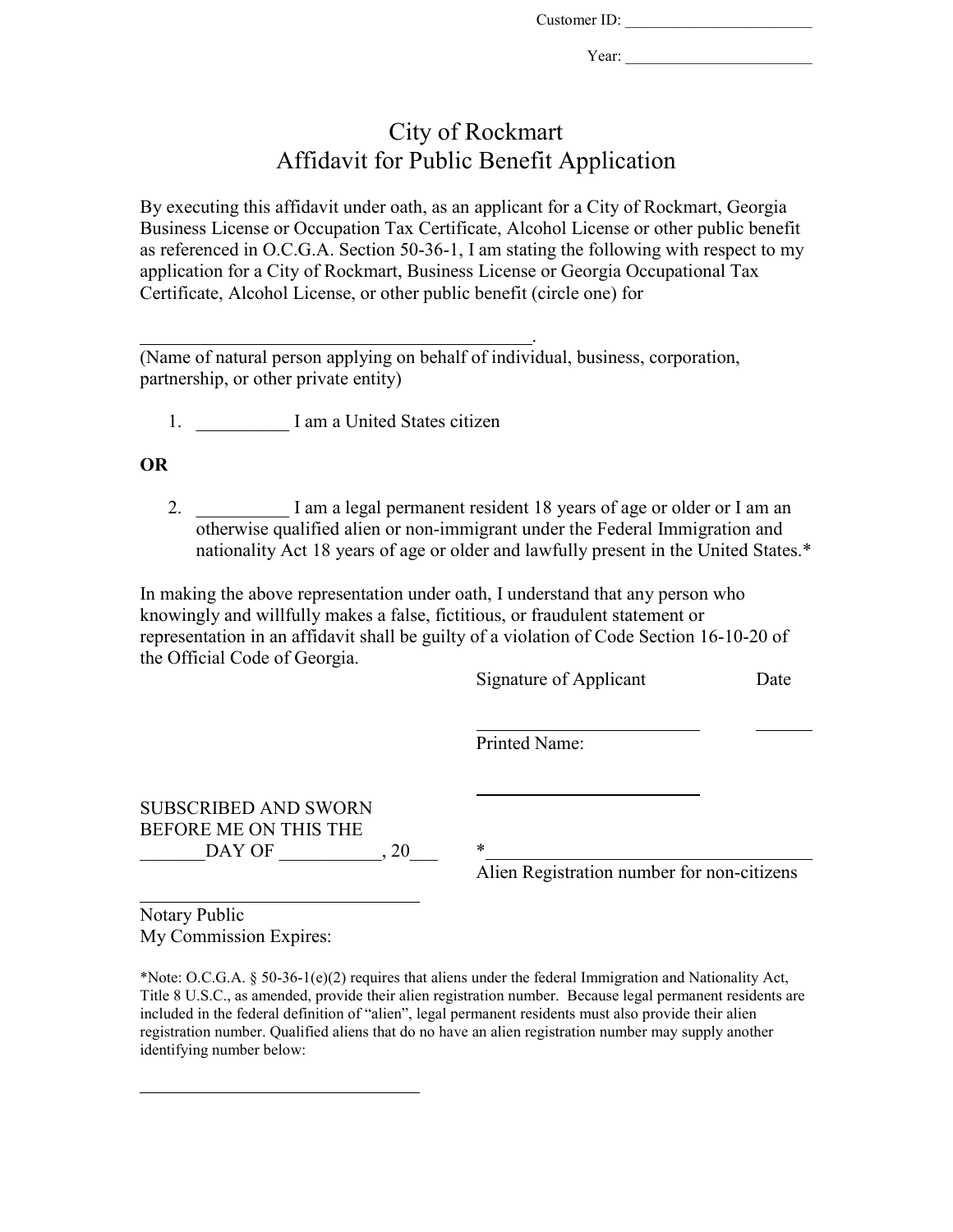Customer ID: ________________________

Year: ________________________

# City of Rockmart
## Affidavit for Public Benefit Application

By executing this affidavit under oath, as an applicant for a City of Rockmart, Georgia Business License or Occupation Tax Certificate, Alcohol License or other public benefit as referenced in O.C.G.A. Section 50-36-1, I am stating the following with respect to my application for a City of Rockmart, Business License or Georgia Occupational Tax Certificate, Alcohol License, or other public benefit (circle one) for

_____________________________________________.
(Name of natural person applying on behalf of individual, business, corporation, partnership, or other private entity)

1. __________ I am a United States citizen

**OR**

2. __________ I am a legal permanent resident 18 years of age or older or I am an otherwise qualified alien or non-immigrant under the Federal Immigration and nationality Act 18 years of age or older and lawfully present in the United States.*

In making the above representation under oath, I understand that any person who knowingly and willfully makes a false, fictitious, or fraudulent statement or representation in an affidavit shall be guilty of a violation of Code Section 16-10-20 of the Official Code of Georgia.

Signature of Applicant          Date

_________________________          _______

Printed Name:

_________________________

SUBSCRIBED AND SWORN
BEFORE ME ON THIS THE
_______DAY OF ___________, 20___

*___________________________________
Alien Registration number for non-citizens

_________________________________
Notary Public
My Commission Expires:

*Note: O.C.G.A. § 50-36-1(e)(2) requires that aliens under the federal Immigration and Nationality Act, Title 8 U.S.C., as amended, provide their alien registration number. Because legal permanent residents are included in the federal definition of "alien", legal permanent residents must also provide their alien registration number. Qualified aliens that do no have an alien registration number may supply another identifying number below:

_________________________________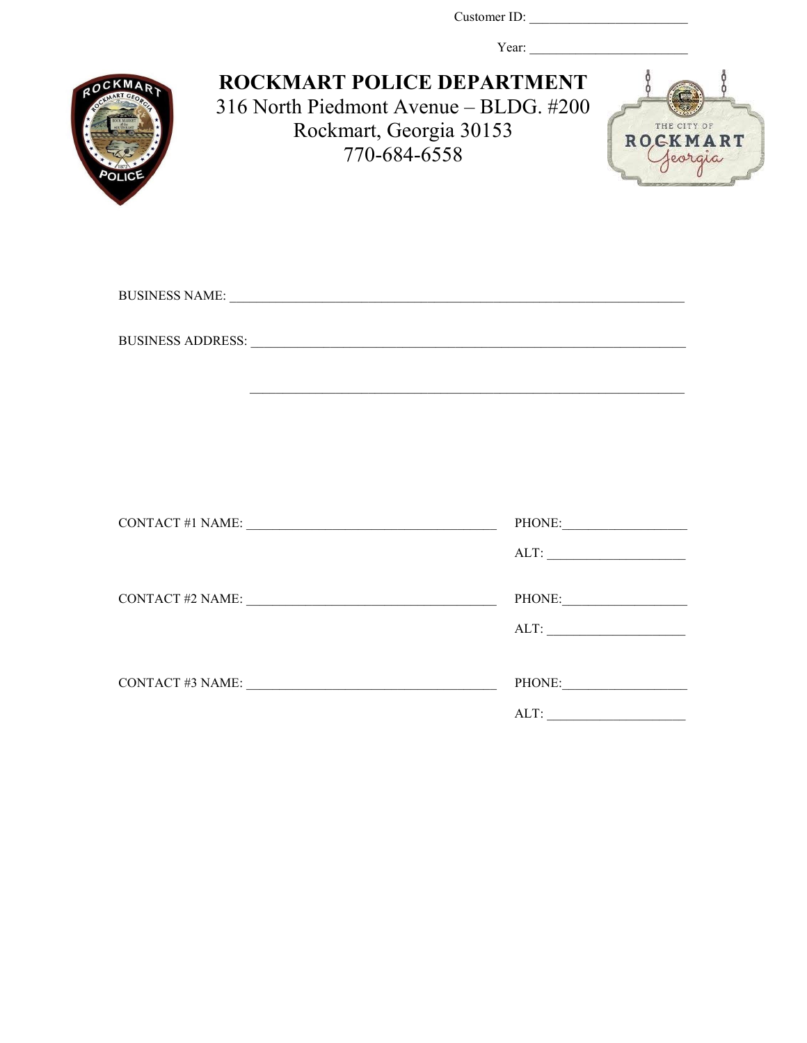Customer ID: ________________________

Year: ________________________

# ROCKMART POLICE DEPARTMENT

316 North Piedmont Avenue – BLDG. #200
Rockmart, Georgia 30153
770-684-6558

BUSINESS NAME: ______________________________________________________________________

BUSINESS ADDRESS: ____________________________________________________________________

____________________________________________________________________

CONTACT #1 NAME: _______________________________________ PHONE:____________________

ALT: ____________________

CONTACT #2 NAME: _______________________________________ PHONE:____________________

ALT: ____________________

CONTACT #3 NAME: _______________________________________ PHONE:____________________

ALT: ____________________